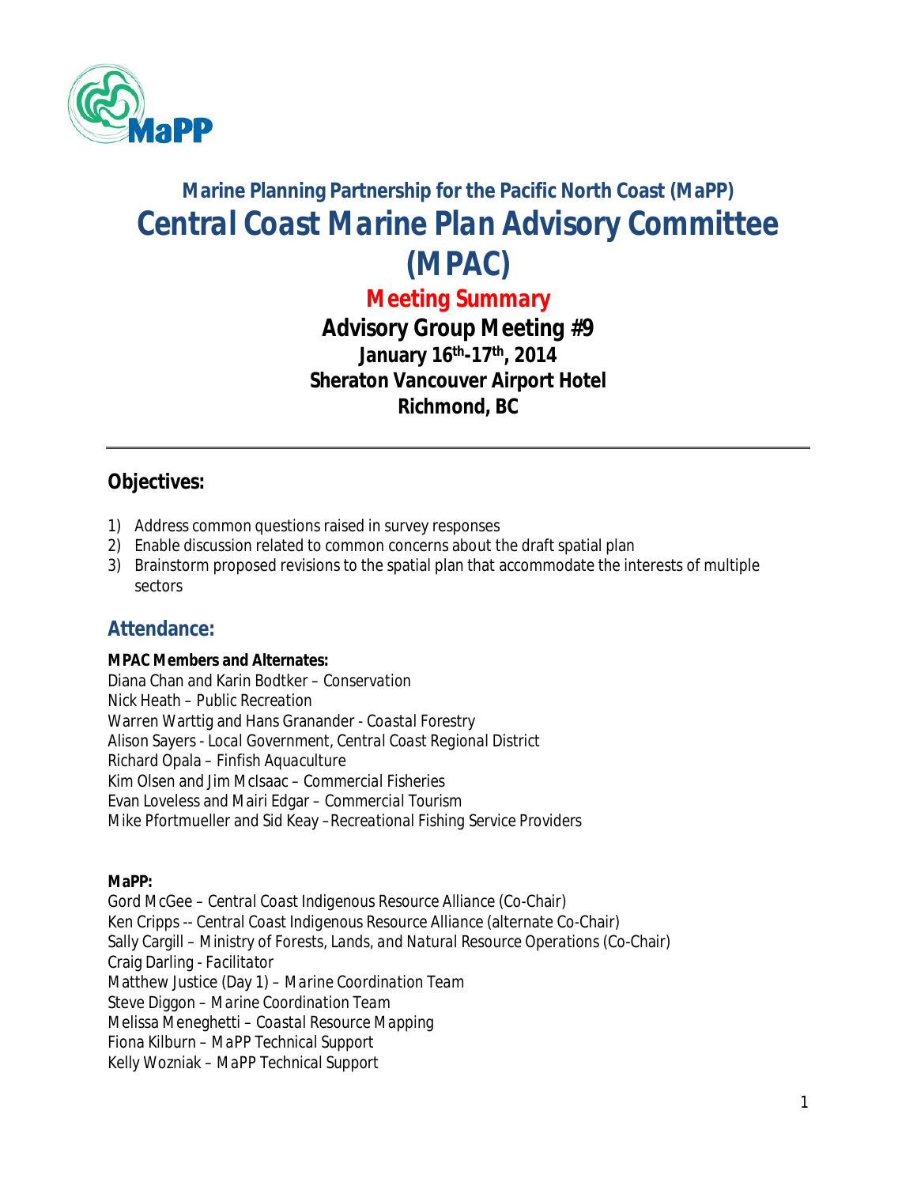# Marine Planning Partnership for the Pacific North Coast (MaPP)

# *Central Coast Marine Plan Advisory Committee (MPAC)*

## *Meeting Summary*

**Advisory Group Meeting #9**
**January 16th-17th, 2014**
**Sheraton Vancouver Airport Hotel**
**Richmond, BC**

---

## Objectives:

1) Address common questions raised in survey responses
2) Enable discussion related to common concerns about the draft spatial plan
3) Brainstorm proposed revisions to the spatial plan that accommodate the interests of multiple sectors

## Attendance:

**MPAC Members and Alternates:**
Diana Chan and Karin Bodtker – *Conservation*
Nick Heath – *Public Recreation*
Warren Warttig and Hans Granander - *Coastal Forestry*
Alison Sayers - *Local Government, Central Coast Regional District*
Richard Opala – *Finfish Aquaculture*
Kim Olsen and Jim McIsaac – *Commercial Fisheries*
Evan Loveless and Mairi Edgar – *Commercial Tourism*
Mike Pfortmueller and Sid Keay –*Recreational Fishing Service Providers*

**MaPP:**
Gord McGee – *Central Coast Indigenous Resource Alliance (Co-Chair)*
Ken Cripps -- *Central Coast Indigenous Resource Alliance (alternate Co-Chair)*
Sally Cargill – *Ministry of Forests, Lands, and Natural Resource Operations (Co-Chair)*
Craig Darling - *Facilitator*
Matthew Justice (Day 1) – *Marine Coordination Team*
Steve Diggon – *Marine Coordination Team*
Melissa Meneghetti – *Coastal Resource Mapping*
Fiona Kilburn – *MaPP Technical Support*
Kelly Wozniak – *MaPP Technical Support*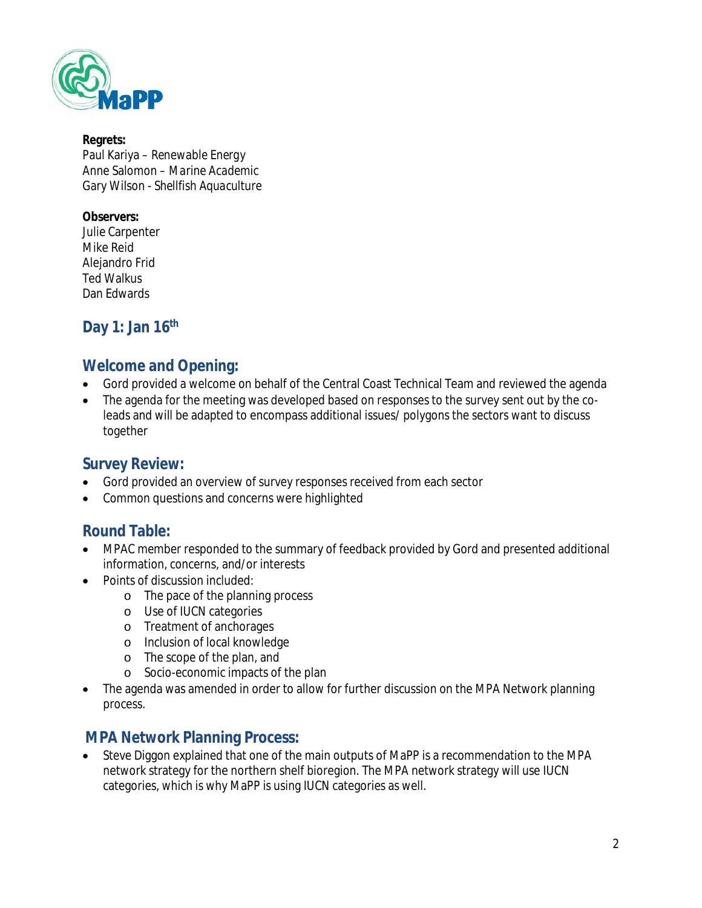**Regrets:**
Paul Kariya – Renewable Energy
Anne Salomon – Marine Academic
Gary Wilson - Shellfish Aquaculture

**Observers:**
Julie Carpenter
Mike Reid
Alejandro Frid
Ted Walkus
Dan Edwards

## Day 1: Jan 16th

## Welcome and Opening:

- Gord provided a welcome on behalf of the Central Coast Technical Team and reviewed the agenda
- The agenda for the meeting was developed based on responses to the survey sent out by the co-leads and will be adapted to encompass additional issues/ polygons the sectors want to discuss together

## Survey Review:

- Gord provided an overview of survey responses received from each sector
- Common questions and concerns were highlighted

## Round Table:

- MPAC member responded to the summary of feedback provided by Gord and presented additional information, concerns, and/or interests
- Points of discussion included:
    - The pace of the planning process
    - Use of IUCN categories
    - Treatment of anchorages
    - Inclusion of local knowledge
    - The scope of the plan, and
    - Socio-economic impacts of the plan
- The agenda was amended in order to allow for further discussion on the MPA Network planning process.

## MPA Network Planning Process:

- Steve Diggon explained that one of the main outputs of MaPP is a recommendation to the MPA network strategy for the northern shelf bioregion. The MPA network strategy will use IUCN categories, which is why MaPP is using IUCN categories as well.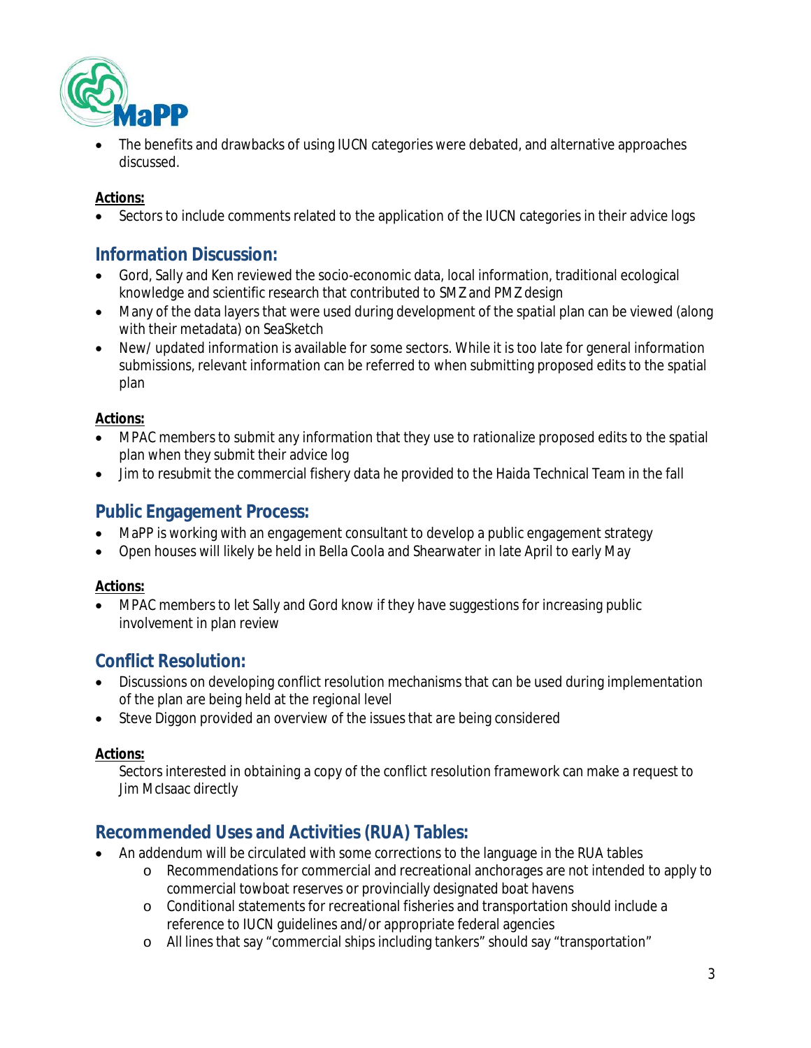- The benefits and drawbacks of using IUCN categories were debated, and alternative approaches discussed.

**Actions:**

- Sectors to include comments related to the application of the IUCN categories in their advice logs

## Information Discussion:

- Gord, Sally and Ken reviewed the socio-economic data, local information, traditional ecological knowledge and scientific research that contributed to SMZ and PMZ design
- Many of the data layers that were used during development of the spatial plan can be viewed (along with their metadata) on SeaSketch
- New/ updated information is available for some sectors. While it is too late for general information submissions, relevant information can be referred to when submitting proposed edits to the spatial plan

**Actions:**

- MPAC members to submit any information that they use to rationalize proposed edits to the spatial plan when they submit their advice log
- Jim to resubmit the commercial fishery data he provided to the Haida Technical Team in the fall

## Public Engagement Process:

- MaPP is working with an engagement consultant to develop a public engagement strategy
- Open houses will likely be held in Bella Coola and Shearwater in late April to early May

**Actions:**

- MPAC members to let Sally and Gord know if they have suggestions for increasing public involvement in plan review

## Conflict Resolution:

- Discussions on developing conflict resolution mechanisms that can be used during implementation of the plan are being held at the regional level
- Steve Diggon provided an overview of the issues that are being considered

**Actions:**

Sectors interested in obtaining a copy of the conflict resolution framework can make a request to Jim McIsaac directly

## Recommended Uses and Activities (RUA) Tables:

- An addendum will be circulated with some corrections to the language in the RUA tables
  - Recommendations for commercial and recreational anchorages are not intended to apply to commercial towboat reserves or provincially designated boat havens
  - Conditional statements for recreational fisheries and transportation should include a reference to IUCN guidelines and/or appropriate federal agencies
  - All lines that say "commercial ships including tankers" should say "transportation"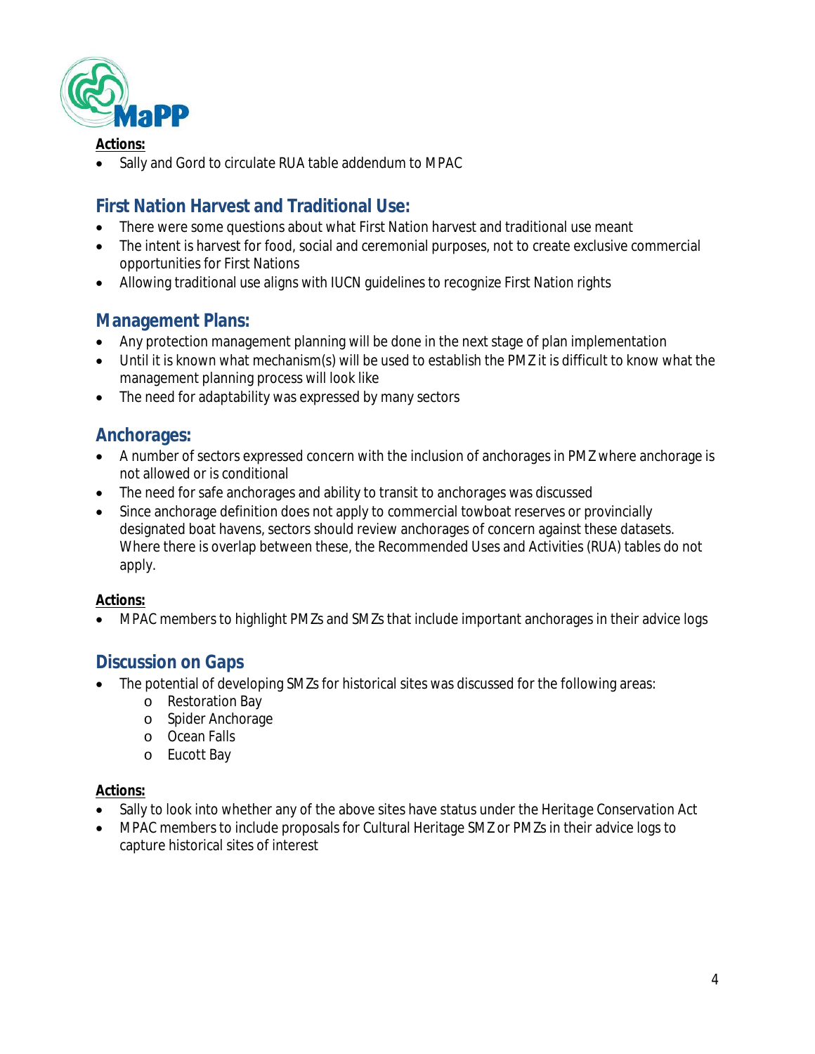**Actions:**

- Sally and Gord to circulate RUA table addendum to MPAC

## First Nation Harvest and Traditional Use:

- There were some questions about what First Nation harvest and traditional use meant
- The intent is harvest for food, social and ceremonial purposes, not to create exclusive commercial opportunities for First Nations
- Allowing traditional use aligns with IUCN guidelines to recognize First Nation rights

## Management Plans:

- Any protection management planning will be done in the next stage of plan implementation
- Until it is known what mechanism(s) will be used to establish the PMZ it is difficult to know what the management planning process will look like
- The need for adaptability was expressed by many sectors

## Anchorages:

- A number of sectors expressed concern with the inclusion of anchorages in PMZ where anchorage is not allowed or is conditional
- The need for safe anchorages and ability to transit to anchorages was discussed
- Since anchorage definition does not apply to commercial towboat reserves or provincially designated boat havens, sectors should review anchorages of concern against these datasets. Where there is overlap between these, the Recommended Uses and Activities (RUA) tables do not apply.

**Actions:**

- MPAC members to highlight PMZs and SMZs that include important anchorages in their advice logs

## Discussion on Gaps

- The potential of developing SMZs for historical sites was discussed for the following areas:
  - Restoration Bay
  - Spider Anchorage
  - Ocean Falls
  - Eucott Bay

**Actions:**

- Sally to look into whether any of the above sites have status under the *Heritage Conservation Act*
- MPAC members to include proposals for Cultural Heritage SMZ or PMZs in their advice logs to capture historical sites of interest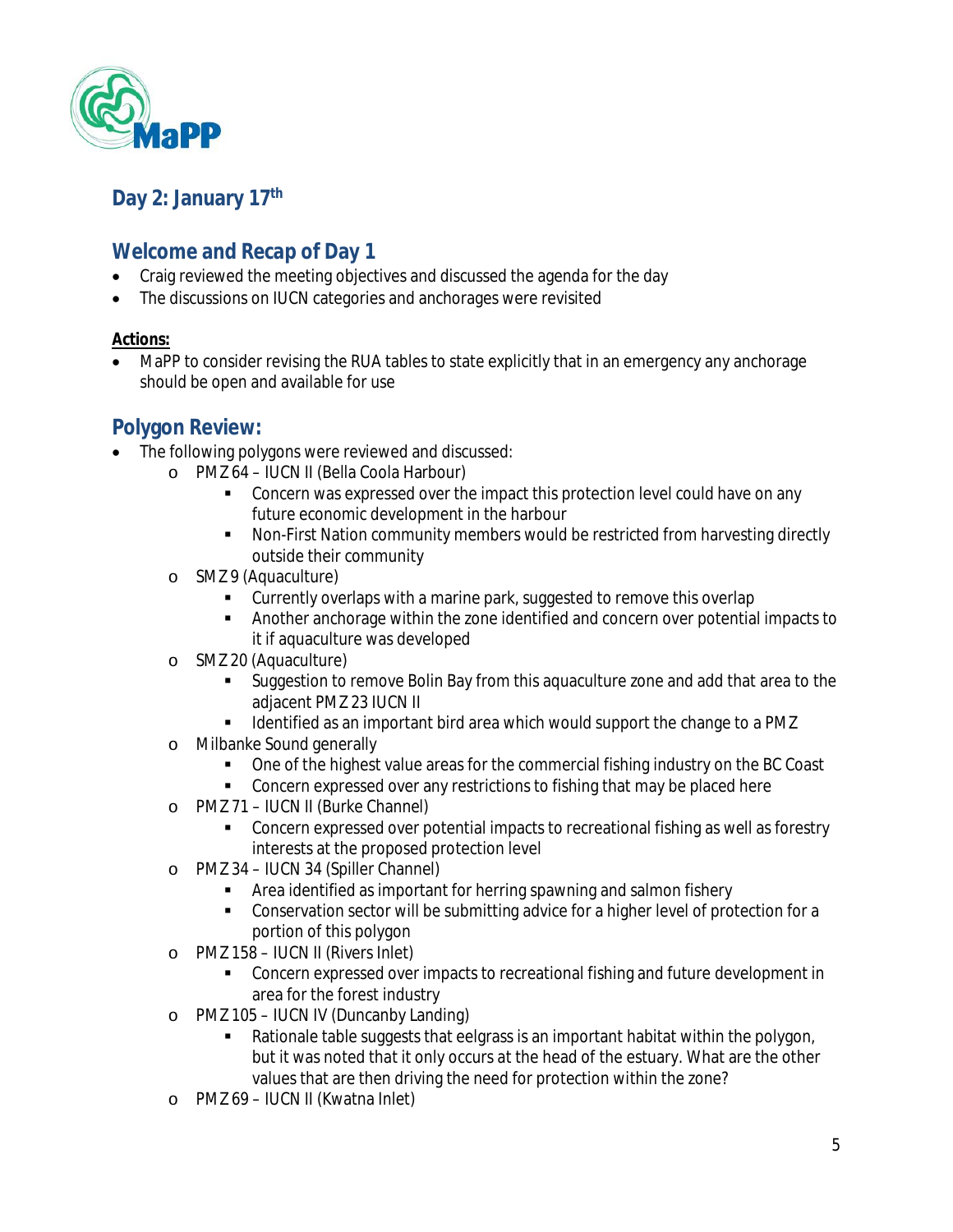## Day 2: January 17th

## Welcome and Recap of Day 1

- Craig reviewed the meeting objectives and discussed the agenda for the day
- The discussions on IUCN categories and anchorages were revisited

**Actions:**

- MaPP to consider revising the RUA tables to state explicitly that in an emergency any anchorage should be open and available for use

## Polygon Review:

- The following polygons were reviewed and discussed:
    - PMZ 64 – IUCN II (Bella Coola Harbour)
        - Concern was expressed over the impact this protection level could have on any future economic development in the harbour
        - Non-First Nation community members would be restricted from harvesting directly outside their community
    - SMZ 9 (Aquaculture)
        - Currently overlaps with a marine park, suggested to remove this overlap
        - Another anchorage within the zone identified and concern over potential impacts to it if aquaculture was developed
    - SMZ 20 (Aquaculture)
        - Suggestion to remove Bolin Bay from this aquaculture zone and add that area to the adjacent PMZ 23 IUCN II
        - Identified as an important bird area which would support the change to a PMZ
    - Milbanke Sound generally
        - One of the highest value areas for the commercial fishing industry on the BC Coast
        - Concern expressed over any restrictions to fishing that may be placed here
    - PMZ 71 – IUCN II (Burke Channel)
        - Concern expressed over potential impacts to recreational fishing as well as forestry interests at the proposed protection level
    - PMZ 34 – IUCN 34 (Spiller Channel)
        - Area identified as important for herring spawning and salmon fishery
        - Conservation sector will be submitting advice for a higher level of protection for a portion of this polygon
    - PMZ 158 – IUCN II (Rivers Inlet)
        - Concern expressed over impacts to recreational fishing and future development in area for the forest industry
    - PMZ 105 – IUCN IV (Duncanby Landing)
        - Rationale table suggests that eelgrass is an important habitat within the polygon, but it was noted that it only occurs at the head of the estuary. What are the other values that are then driving the need for protection within the zone?
    - PMZ 69 – IUCN II (Kwatna Inlet)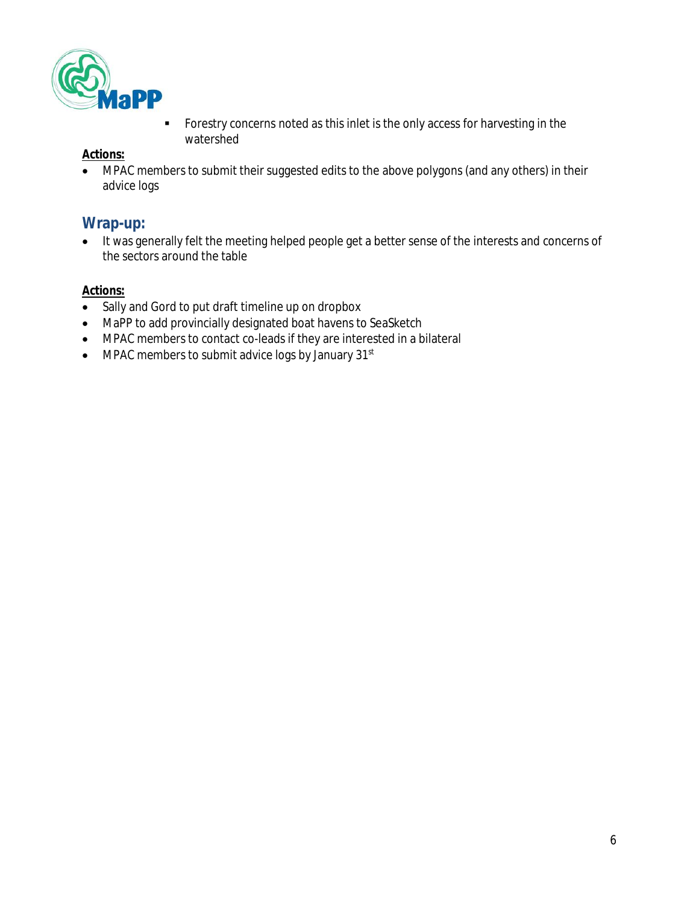- Forestry concerns noted as this inlet is the only access for harvesting in the watershed

**Actions:**

- MPAC members to submit their suggested edits to the above polygons (and any others) in their advice logs

## Wrap-up:

- It was generally felt the meeting helped people get a better sense of the interests and concerns of the sectors around the table

**Actions:**

- Sally and Gord to put draft timeline up on dropbox
- MaPP to add provincially designated boat havens to SeaSketch
- MPAC members to contact co-leads if they are interested in a bilateral
- MPAC members to submit advice logs by January 31st